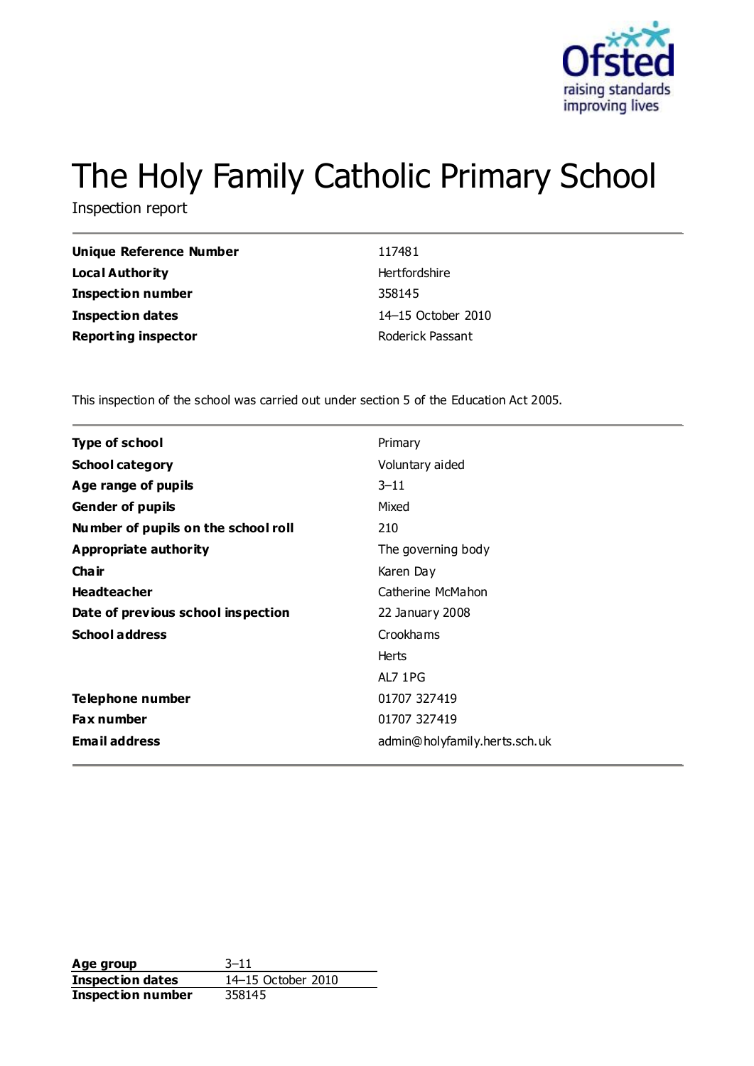Ofsted
raising standards
improving lives

# The Holy Family Catholic Primary School

Inspection report

| | |
|---|---|
| **Unique Reference Number** | 117481 |
| **Local Authority** | Hertfordshire |
| **Inspection number** | 358145 |
| **Inspection dates** | 14–15 October 2010 |
| **Reporting inspector** | Roderick Passant |

This inspection of the school was carried out under section 5 of the Education Act 2005.

| | |
|---|---|
| **Type of school** | Primary |
| **School category** | Voluntary aided |
| **Age range of pupils** | 3–11 |
| **Gender of pupils** | Mixed |
| **Number of pupils on the school roll** | 210 |
| **Appropriate authority** | The governing body |
| **Chair** | Karen Day |
| **Headteacher** | Catherine McMahon |
| **Date of previous school inspection** | 22 January 2008 |
| **School address** | Crookhams<br>Herts<br>AL7 1PG |
| **Telephone number** | 01707 327419 |
| **Fax number** | 01707 327419 |
| **Email address** | admin@holyfamily.herts.sch.uk |

| | |
|---|---|
| **Age group** | 3–11 |
| **Inspection dates** | 14–15 October 2010 |
| **Inspection number** | 358145 |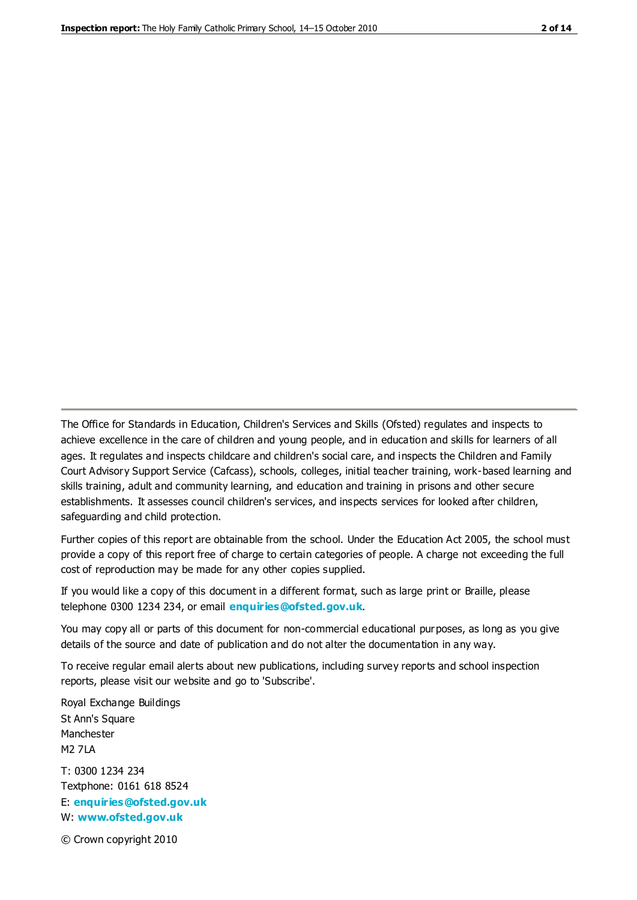The Office for Standards in Education, Children's Services and Skills (Ofsted) regulates and inspects to achieve excellence in the care of children and young people, and in education and skills for learners of all ages. It regulates and inspects childcare and children's social care, and inspects the Children and Family Court Advisory Support Service (Cafcass), schools, colleges, initial teacher training, work-based learning and skills training, adult and community learning, and education and training in prisons and other secure establishments. It assesses council children's services, and inspects services for looked after children, safeguarding and child protection.

Further copies of this report are obtainable from the school. Under the Education Act 2005, the school must provide a copy of this report free of charge to certain categories of people. A charge not exceeding the full cost of reproduction may be made for any other copies supplied.

If you would like a copy of this document in a different format, such as large print or Braille, please telephone 0300 1234 234, or email **enquiries@ofsted.gov.uk**.

You may copy all or parts of this document for non-commercial educational purposes, as long as you give details of the source and date of publication and do not alter the documentation in any way.

To receive regular email alerts about new publications, including survey reports and school inspection reports, please visit our website and go to 'Subscribe'.

Royal Exchange Buildings
St Ann's Square
Manchester
M2 7LA

T: 0300 1234 234
Textphone: 0161 618 8524
E: **enquiries@ofsted.gov.uk**
W: **www.ofsted.gov.uk**

© Crown copyright 2010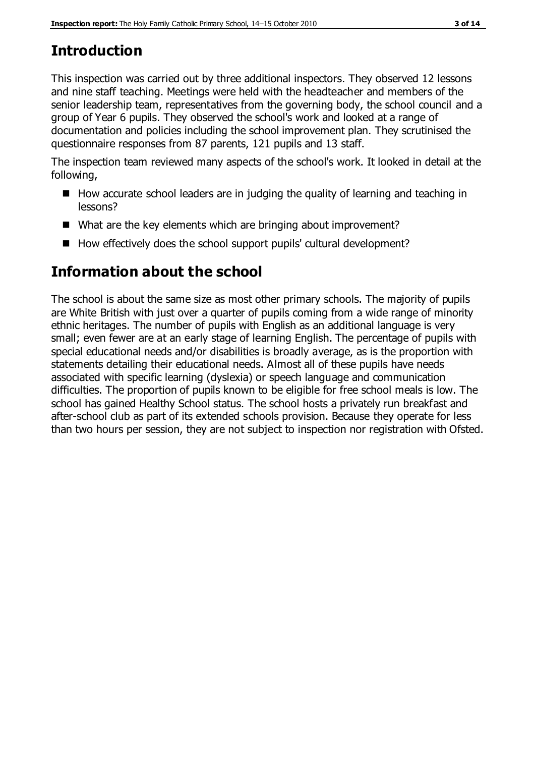# Introduction

This inspection was carried out by three additional inspectors. They observed 12 lessons and nine staff teaching. Meetings were held with the headteacher and members of the senior leadership team, representatives from the governing body, the school council and a group of Year 6 pupils. They observed the school's work and looked at a range of documentation and policies including the school improvement plan. They scrutinised the questionnaire responses from 87 parents, 121 pupils and 13 staff.

The inspection team reviewed many aspects of the school's work. It looked in detail at the following,

- How accurate school leaders are in judging the quality of learning and teaching in lessons?
- What are the key elements which are bringing about improvement?
- How effectively does the school support pupils' cultural development?

# Information about the school

The school is about the same size as most other primary schools. The majority of pupils are White British with just over a quarter of pupils coming from a wide range of minority ethnic heritages. The number of pupils with English as an additional language is very small; even fewer are at an early stage of learning English. The percentage of pupils with special educational needs and/or disabilities is broadly average, as is the proportion with statements detailing their educational needs. Almost all of these pupils have needs associated with specific learning (dyslexia) or speech language and communication difficulties. The proportion of pupils known to be eligible for free school meals is low. The school has gained Healthy School status. The school hosts a privately run breakfast and after-school club as part of its extended schools provision. Because they operate for less than two hours per session, they are not subject to inspection nor registration with Ofsted.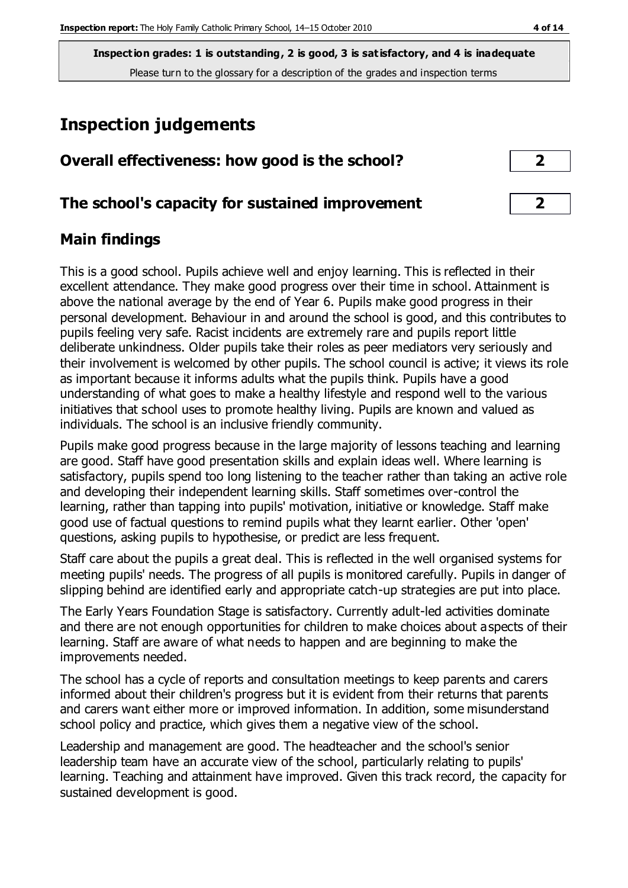**Inspection grades: 1 is outstanding, 2 is good, 3 is satisfactory, and 4 is inadequate**
Please turn to the glossary for a description of the grades and inspection terms

# Inspection judgements

| | |
|---|---|
| **Overall effectiveness: how good is the school?** | **2** |
| **The school's capacity for sustained improvement** | **2** |

## Main findings

This is a good school. Pupils achieve well and enjoy learning. This is reflected in their excellent attendance. They make good progress over their time in school. Attainment is above the national average by the end of Year 6. Pupils make good progress in their personal development. Behaviour in and around the school is good, and this contributes to pupils feeling very safe. Racist incidents are extremely rare and pupils report little deliberate unkindness. Older pupils take their roles as peer mediators very seriously and their involvement is welcomed by other pupils. The school council is active; it views its role as important because it informs adults what the pupils think. Pupils have a good understanding of what goes to make a healthy lifestyle and respond well to the various initiatives that school uses to promote healthy living. Pupils are known and valued as individuals. The school is an inclusive friendly community.

Pupils make good progress because in the large majority of lessons teaching and learning are good. Staff have good presentation skills and explain ideas well. Where learning is satisfactory, pupils spend too long listening to the teacher rather than taking an active role and developing their independent learning skills. Staff sometimes over-control the learning, rather than tapping into pupils' motivation, initiative or knowledge. Staff make good use of factual questions to remind pupils what they learnt earlier. Other 'open' questions, asking pupils to hypothesise, or predict are less frequent.

Staff care about the pupils a great deal. This is reflected in the well organised systems for meeting pupils' needs. The progress of all pupils is monitored carefully. Pupils in danger of slipping behind are identified early and appropriate catch-up strategies are put into place.

The Early Years Foundation Stage is satisfactory. Currently adult-led activities dominate and there are not enough opportunities for children to make choices about aspects of their learning. Staff are aware of what needs to happen and are beginning to make the improvements needed.

The school has a cycle of reports and consultation meetings to keep parents and carers informed about their children's progress but it is evident from their returns that parents and carers want either more or improved information. In addition, some misunderstand school policy and practice, which gives them a negative view of the school.

Leadership and management are good. The headteacher and the school's senior leadership team have an accurate view of the school, particularly relating to pupils' learning. Teaching and attainment have improved. Given this track record, the capacity for sustained development is good.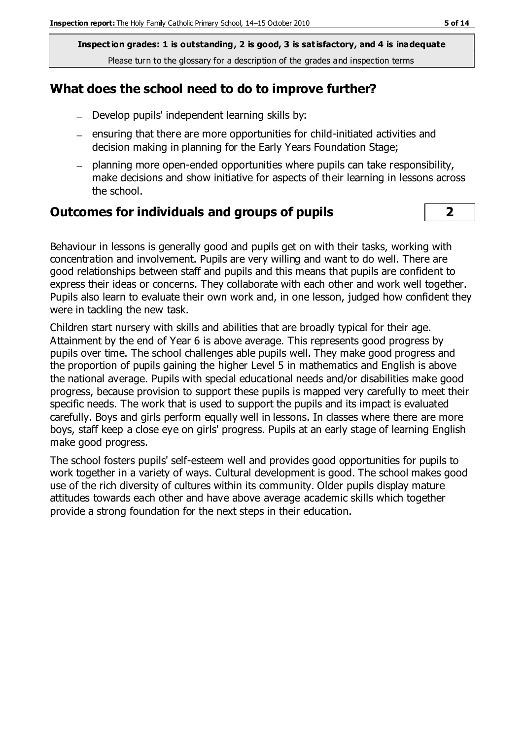**Inspection grades: 1 is outstanding, 2 is good, 3 is satisfactory, and 4 is inadequate**
Please turn to the glossary for a description of the grades and inspection terms

## What does the school need to do to improve further?

- Develop pupils' independent learning skills by:
- ensuring that there are more opportunities for child-initiated activities and decision making in planning for the Early Years Foundation Stage;
- planning more open-ended opportunities where pupils can take responsibility, make decisions and show initiative for aspects of their learning in lessons across the school.

## Outcomes for individuals and groups of pupils | 2

Behaviour in lessons is generally good and pupils get on with their tasks, working with concentration and involvement. Pupils are very willing and want to do well. There are good relationships between staff and pupils and this means that pupils are confident to express their ideas or concerns. They collaborate with each other and work well together. Pupils also learn to evaluate their own work and, in one lesson, judged how confident they were in tackling the new task.

Children start nursery with skills and abilities that are broadly typical for their age. Attainment by the end of Year 6 is above average. This represents good progress by pupils over time. The school challenges able pupils well. They make good progress and the proportion of pupils gaining the higher Level 5 in mathematics and English is above the national average. Pupils with special educational needs and/or disabilities make good progress, because provision to support these pupils is mapped very carefully to meet their specific needs. The work that is used to support the pupils and its impact is evaluated carefully. Boys and girls perform equally well in lessons. In classes where there are more boys, staff keep a close eye on girls' progress. Pupils at an early stage of learning English make good progress.

The school fosters pupils' self-esteem well and provides good opportunities for pupils to work together in a variety of ways. Cultural development is good. The school makes good use of the rich diversity of cultures within its community. Older pupils display mature attitudes towards each other and have above average academic skills which together provide a strong foundation for the next steps in their education.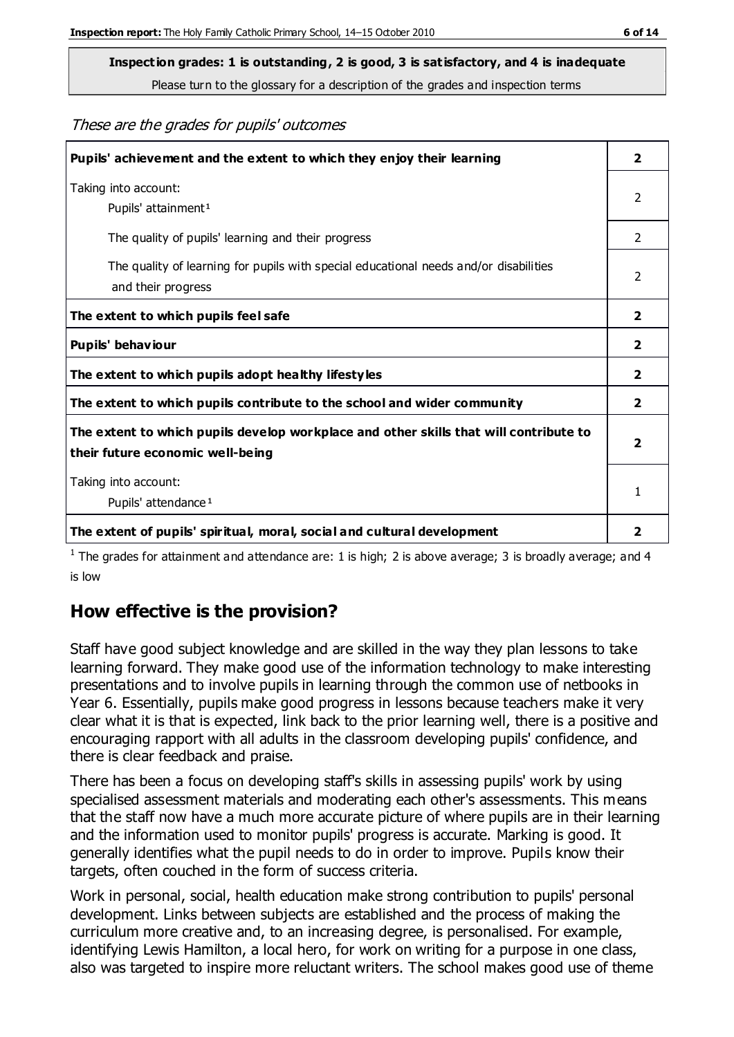**Inspection grades: 1 is outstanding, 2 is good, 3 is satisfactory, and 4 is inadequate**

Please turn to the glossary for a description of the grades and inspection terms

*These are the grades for pupils' outcomes*

| | |
|---|---|
| **Pupils' achievement and the extent to which they enjoy their learning** | **2** |
| Taking into account: Pupils' attainment [1] | 2 |
| The quality of pupils' learning and their progress | 2 |
| The quality of learning for pupils with special educational needs and/or disabilities and their progress | 2 |
| **The extent to which pupils feel safe** | **2** |
| **Pupils' behaviour** | **2** |
| **The extent to which pupils adopt healthy lifestyles** | **2** |
| **The extent to which pupils contribute to the school and wider community** | **2** |
| **The extent to which pupils develop workplace and other skills that will contribute to their future economic well-being** | **2** |
| Taking into account: Pupils' attendance [1] | 1 |
| **The extent of pupils' spiritual, moral, social and cultural development** | **2** |

[1] The grades for attainment and attendance are: 1 is high; 2 is above average; 3 is broadly average; and 4 is low

## How effective is the provision?

Staff have good subject knowledge and are skilled in the way they plan lessons to take learning forward. They make good use of the information technology to make interesting presentations and to involve pupils in learning through the common use of netbooks in Year 6. Essentially, pupils make good progress in lessons because teachers make it very clear what it is that is expected, link back to the prior learning well, there is a positive and encouraging rapport with all adults in the classroom developing pupils' confidence, and there is clear feedback and praise.

There has been a focus on developing staff's skills in assessing pupils' work by using specialised assessment materials and moderating each other's assessments. This means that the staff now have a much more accurate picture of where pupils are in their learning and the information used to monitor pupils' progress is accurate. Marking is good. It generally identifies what the pupil needs to do in order to improve. Pupils know their targets, often couched in the form of success criteria.

Work in personal, social, health education make strong contribution to pupils' personal development. Links between subjects are established and the process of making the curriculum more creative and, to an increasing degree, is personalised. For example, identifying Lewis Hamilton, a local hero, for work on writing for a purpose in one class, also was targeted to inspire more reluctant writers. The school makes good use of theme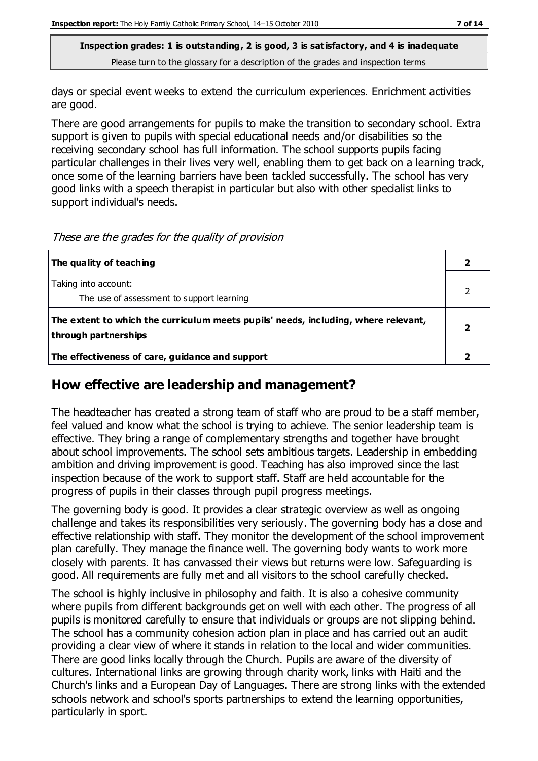**Inspection grades: 1 is outstanding, 2 is good, 3 is satisfactory, and 4 is inadequate**
Please turn to the glossary for a description of the grades and inspection terms

days or special event weeks to extend the curriculum experiences. Enrichment activities are good.

There are good arrangements for pupils to make the transition to secondary school. Extra support is given to pupils with special educational needs and/or disabilities so the receiving secondary school has full information. The school supports pupils facing particular challenges in their lives very well, enabling them to get back on a learning track, once some of the learning barriers have been tackled successfully. The school has very good links with a speech therapist in particular but also with other specialist links to support individual's needs.

*These are the grades for the quality of provision*

| | |
|---|---|
| **The quality of teaching** | **2** |
| Taking into account:<br>The use of assessment to support learning | 2 |
| **The extent to which the curriculum meets pupils' needs, including, where relevant, through partnerships** | **2** |
| **The effectiveness of care, guidance and support** | **2** |

## How effective are leadership and management?

The headteacher has created a strong team of staff who are proud to be a staff member, feel valued and know what the school is trying to achieve. The senior leadership team is effective. They bring a range of complementary strengths and together have brought about school improvements. The school sets ambitious targets. Leadership in embedding ambition and driving improvement is good. Teaching has also improved since the last inspection because of the work to support staff. Staff are held accountable for the progress of pupils in their classes through pupil progress meetings.

The governing body is good. It provides a clear strategic overview as well as ongoing challenge and takes its responsibilities very seriously. The governing body has a close and effective relationship with staff. They monitor the development of the school improvement plan carefully. They manage the finance well. The governing body wants to work more closely with parents. It has canvassed their views but returns were low. Safeguarding is good. All requirements are fully met and all visitors to the school carefully checked.

The school is highly inclusive in philosophy and faith. It is also a cohesive community where pupils from different backgrounds get on well with each other. The progress of all pupils is monitored carefully to ensure that individuals or groups are not slipping behind. The school has a community cohesion action plan in place and has carried out an audit providing a clear view of where it stands in relation to the local and wider communities. There are good links locally through the Church. Pupils are aware of the diversity of cultures. International links are growing through charity work, links with Haiti and the Church's links and a European Day of Languages. There are strong links with the extended schools network and school's sports partnerships to extend the learning opportunities, particularly in sport.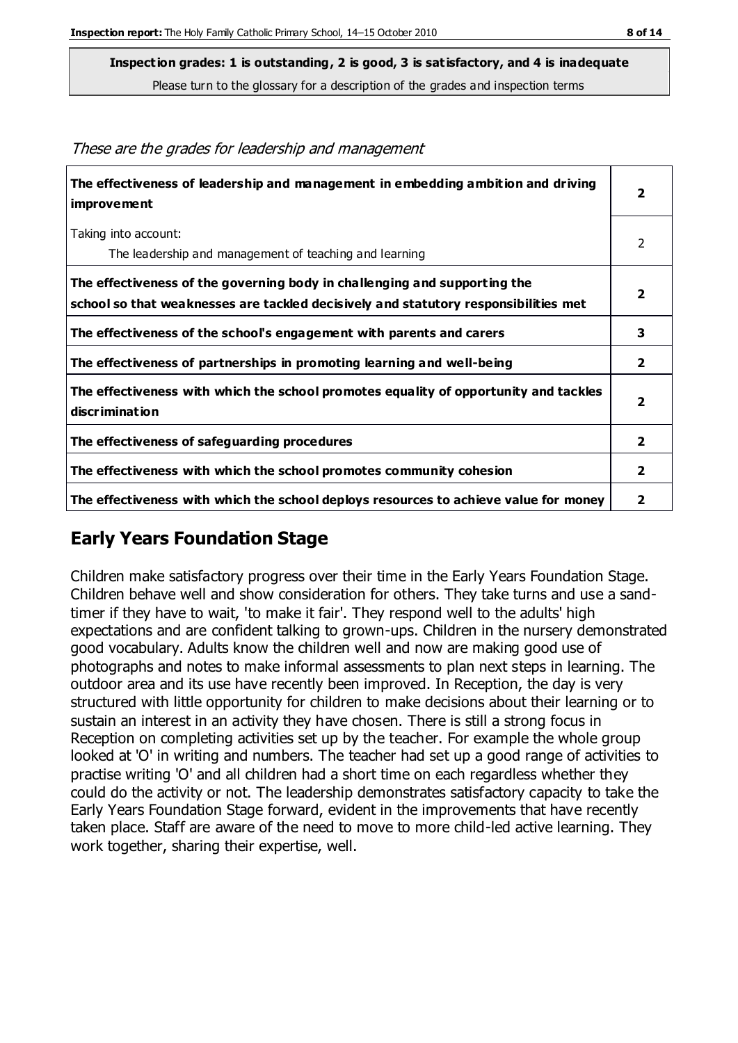**Inspection grades: 1 is outstanding, 2 is good, 3 is satisfactory, and 4 is inadequate**
Please turn to the glossary for a description of the grades and inspection terms

*These are the grades for leadership and management*

| | |
|---|---|
| **The effectiveness of leadership and management in embedding ambition and driving improvement** | **2** |
| Taking into account: The leadership and management of teaching and learning | 2 |
| **The effectiveness of the governing body in challenging and supporting the school so that weaknesses are tackled decisively and statutory responsibilities met** | **2** |
| **The effectiveness of the school's engagement with parents and carers** | **3** |
| **The effectiveness of partnerships in promoting learning and well-being** | **2** |
| **The effectiveness with which the school promotes equality of opportunity and tackles discrimination** | **2** |
| **The effectiveness of safeguarding procedures** | **2** |
| **The effectiveness with which the school promotes community cohesion** | **2** |
| **The effectiveness with which the school deploys resources to achieve value for money** | **2** |

## Early Years Foundation Stage

Children make satisfactory progress over their time in the Early Years Foundation Stage. Children behave well and show consideration for others. They take turns and use a sand-timer if they have to wait, 'to make it fair'. They respond well to the adults' high expectations and are confident talking to grown-ups. Children in the nursery demonstrated good vocabulary. Adults know the children well and now are making good use of photographs and notes to make informal assessments to plan next steps in learning. The outdoor area and its use have recently been improved. In Reception, the day is very structured with little opportunity for children to make decisions about their learning or to sustain an interest in an activity they have chosen. There is still a strong focus in Reception on completing activities set up by the teacher. For example the whole group looked at 'O' in writing and numbers. The teacher had set up a good range of activities to practise writing 'O' and all children had a short time on each regardless whether they could do the activity or not. The leadership demonstrates satisfactory capacity to take the Early Years Foundation Stage forward, evident in the improvements that have recently taken place. Staff are aware of the need to move to more child-led active learning. They work together, sharing their expertise, well.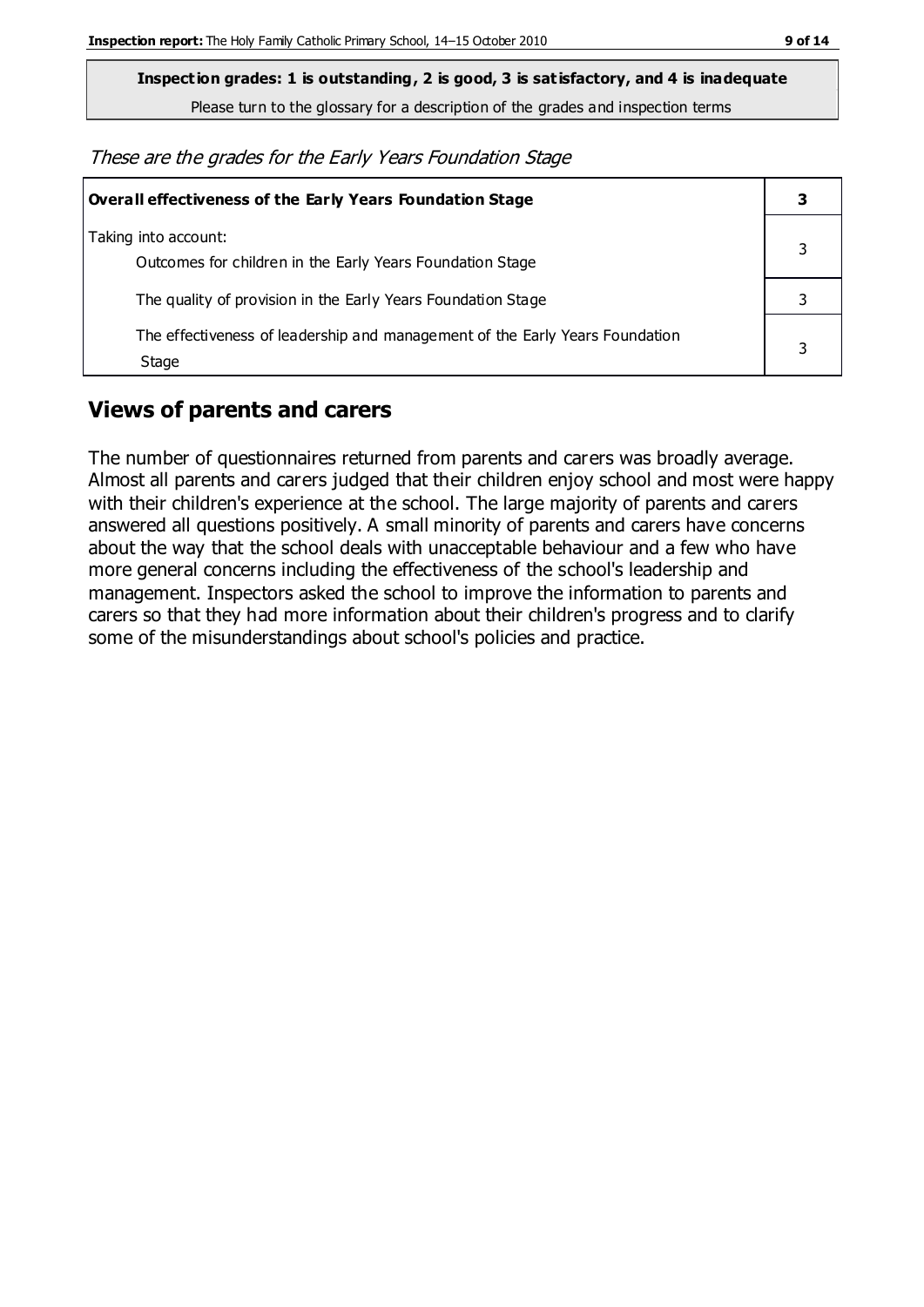**Inspection grades: 1 is outstanding, 2 is good, 3 is satisfactory, and 4 is inadequate**

Please turn to the glossary for a description of the grades and inspection terms

*These are the grades for the Early Years Foundation Stage*

| **Overall effectiveness of the Early Years Foundation Stage** | **3** |
|---|---|
| Taking into account:<br>Outcomes for children in the Early Years Foundation Stage | 3 |
| The quality of provision in the Early Years Foundation Stage | 3 |
| The effectiveness of leadership and management of the Early Years Foundation Stage | 3 |

## Views of parents and carers

The number of questionnaires returned from parents and carers was broadly average. Almost all parents and carers judged that their children enjoy school and most were happy with their children's experience at the school. The large majority of parents and carers answered all questions positively. A small minority of parents and carers have concerns about the way that the school deals with unacceptable behaviour and a few who have more general concerns including the effectiveness of the school's leadership and management. Inspectors asked the school to improve the information to parents and carers so that they had more information about their children's progress and to clarify some of the misunderstandings about school's policies and practice.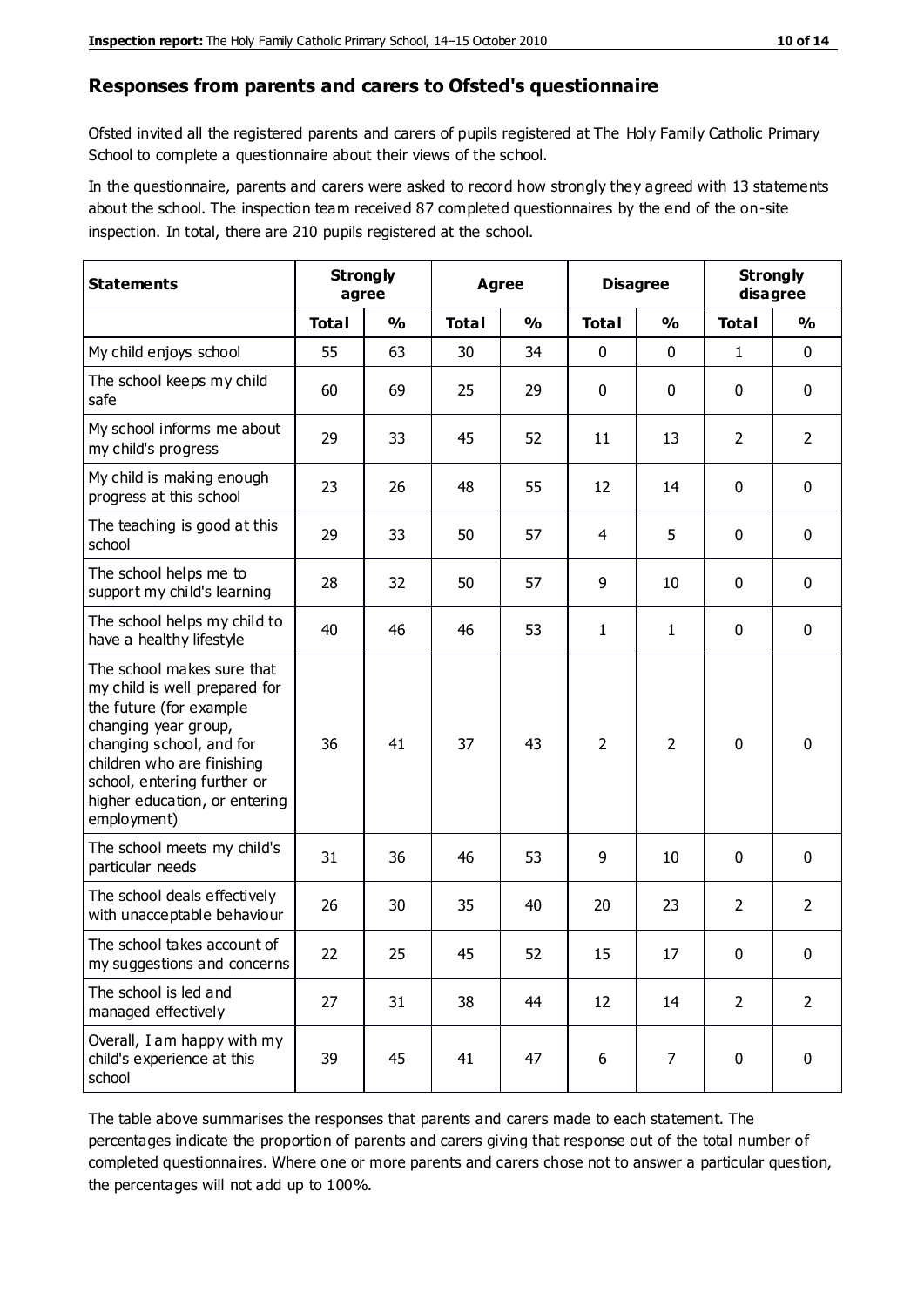## Responses from parents and carers to Ofsted's questionnaire

Ofsted invited all the registered parents and carers of pupils registered at The Holy Family Catholic Primary School to complete a questionnaire about their views of the school.

In the questionnaire, parents and carers were asked to record how strongly they agreed with 13 statements about the school. The inspection team received 87 completed questionnaires by the end of the on-site inspection. In total, there are 210 pupils registered at the school.

| Statements | Strongly agree | | Agree | | Disagree | | Strongly disagree | |
|---|---|---|---|---|---|---|---|---|
| | Total | % | Total | % | Total | % | Total | % |
| My child enjoys school | 55 | 63 | 30 | 34 | 0 | 0 | 1 | 0 |
| The school keeps my child safe | 60 | 69 | 25 | 29 | 0 | 0 | 0 | 0 |
| My school informs me about my child's progress | 29 | 33 | 45 | 52 | 11 | 13 | 2 | 2 |
| My child is making enough progress at this school | 23 | 26 | 48 | 55 | 12 | 14 | 0 | 0 |
| The teaching is good at this school | 29 | 33 | 50 | 57 | 4 | 5 | 0 | 0 |
| The school helps me to support my child's learning | 28 | 32 | 50 | 57 | 9 | 10 | 0 | 0 |
| The school helps my child to have a healthy lifestyle | 40 | 46 | 46 | 53 | 1 | 1 | 0 | 0 |
| The school makes sure that my child is well prepared for the future (for example changing year group, changing school, and for children who are finishing school, entering further or higher education, or entering employment) | 36 | 41 | 37 | 43 | 2 | 2 | 0 | 0 |
| The school meets my child's particular needs | 31 | 36 | 46 | 53 | 9 | 10 | 0 | 0 |
| The school deals effectively with unacceptable behaviour | 26 | 30 | 35 | 40 | 20 | 23 | 2 | 2 |
| The school takes account of my suggestions and concerns | 22 | 25 | 45 | 52 | 15 | 17 | 0 | 0 |
| The school is led and managed effectively | 27 | 31 | 38 | 44 | 12 | 14 | 2 | 2 |
| Overall, I am happy with my child's experience at this school | 39 | 45 | 41 | 47 | 6 | 7 | 0 | 0 |

The table above summarises the responses that parents and carers made to each statement. The percentages indicate the proportion of parents and carers giving that response out of the total number of completed questionnaires. Where one or more parents and carers chose not to answer a particular question, the percentages will not add up to 100%.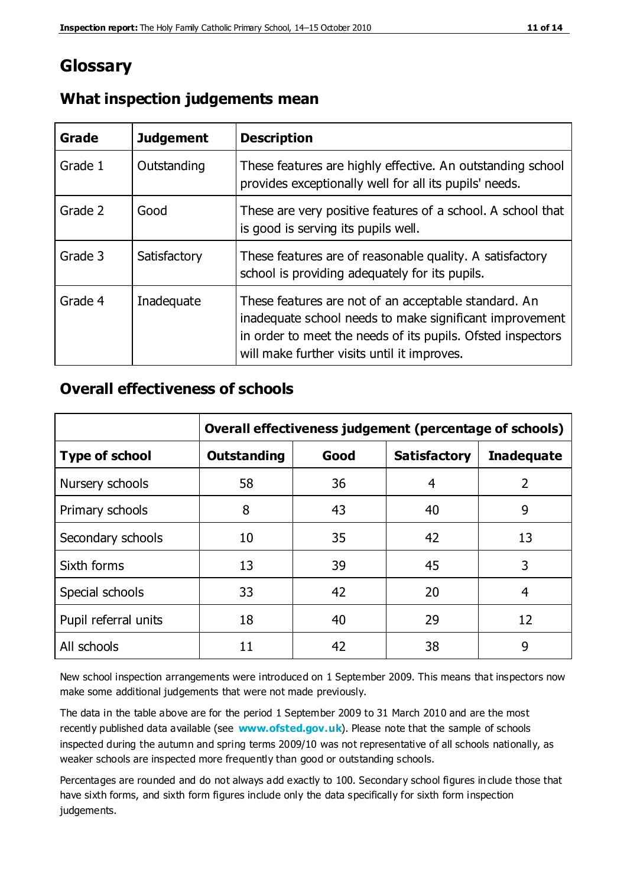# Glossary

## What inspection judgements mean

| Grade | Judgement | Description |
|---|---|---|
| Grade 1 | Outstanding | These features are highly effective. An outstanding school provides exceptionally well for all its pupils' needs. |
| Grade 2 | Good | These are very positive features of a school. A school that is good is serving its pupils well. |
| Grade 3 | Satisfactory | These features are of reasonable quality. A satisfactory school is providing adequately for its pupils. |
| Grade 4 | Inadequate | These features are not of an acceptable standard. An inadequate school needs to make significant improvement in order to meet the needs of its pupils. Ofsted inspectors will make further visits until it improves. |

## Overall effectiveness of schools

| | Overall effectiveness judgement (percentage of schools) | | | |
|---|---|---|---|---|
| **Type of school** | **Outstanding** | **Good** | **Satisfactory** | **Inadequate** |
| Nursery schools | 58 | 36 | 4 | 2 |
| Primary schools | 8 | 43 | 40 | 9 |
| Secondary schools | 10 | 35 | 42 | 13 |
| Sixth forms | 13 | 39 | 45 | 3 |
| Special schools | 33 | 42 | 20 | 4 |
| Pupil referral units | 18 | 40 | 29 | 12 |
| All schools | 11 | 42 | 38 | 9 |

New school inspection arrangements were introduced on 1 September 2009. This means that inspectors now make some additional judgements that were not made previously.

The data in the table above are for the period 1 September 2009 to 31 March 2010 and are the most recently published data available (see **www.ofsted.gov.uk**). Please note that the sample of schools inspected during the autumn and spring terms 2009/10 was not representative of all schools nationally, as weaker schools are inspected more frequently than good or outstanding schools.

Percentages are rounded and do not always add exactly to 100. Secondary school figures include those that have sixth forms, and sixth form figures include only the data specifically for sixth form inspection judgements.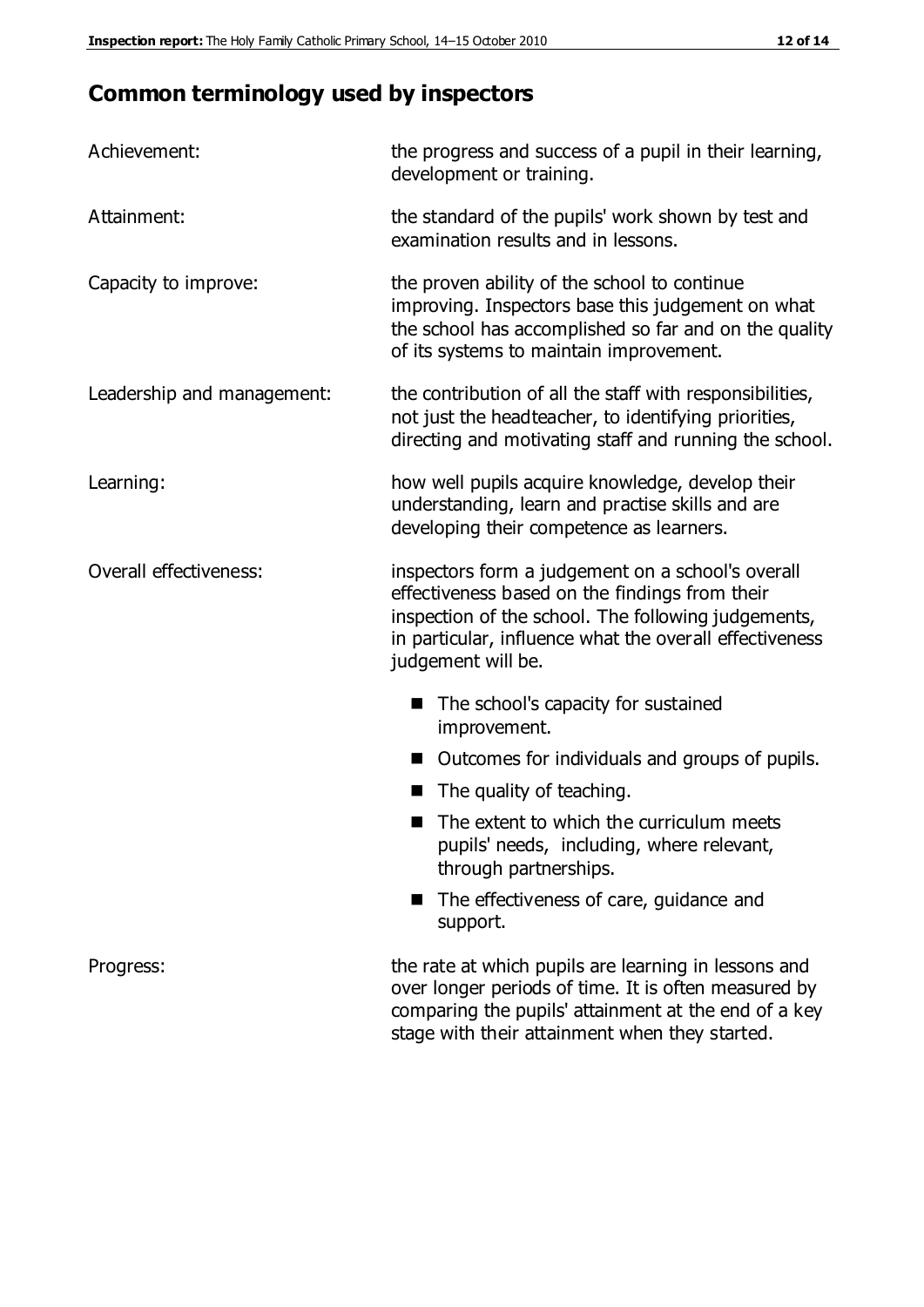## Common terminology used by inspectors

| | |
|---|---|
| Achievement: | the progress and success of a pupil in their learning, development or training. |
| Attainment: | the standard of the pupils' work shown by test and examination results and in lessons. |
| Capacity to improve: | the proven ability of the school to continue improving. Inspectors base this judgement on what the school has accomplished so far and on the quality of its systems to maintain improvement. |
| Leadership and management: | the contribution of all the staff with responsibilities, not just the headteacher, to identifying priorities, directing and motivating staff and running the school. |
| Learning: | how well pupils acquire knowledge, develop their understanding, learn and practise skills and are developing their competence as learners. |
| Overall effectiveness: | inspectors form a judgement on a school's overall effectiveness based on the findings from their inspection of the school. The following judgements, in particular, influence what the overall effectiveness judgement will be. <br>■ The school's capacity for sustained improvement. <br>■ Outcomes for individuals and groups of pupils. <br>■ The quality of teaching. <br>■ The extent to which the curriculum meets pupils' needs, including, where relevant, through partnerships. <br>■ The effectiveness of care, guidance and support. |
| Progress: | the rate at which pupils are learning in lessons and over longer periods of time. It is often measured by comparing the pupils' attainment at the end of a key stage with their attainment when they started. |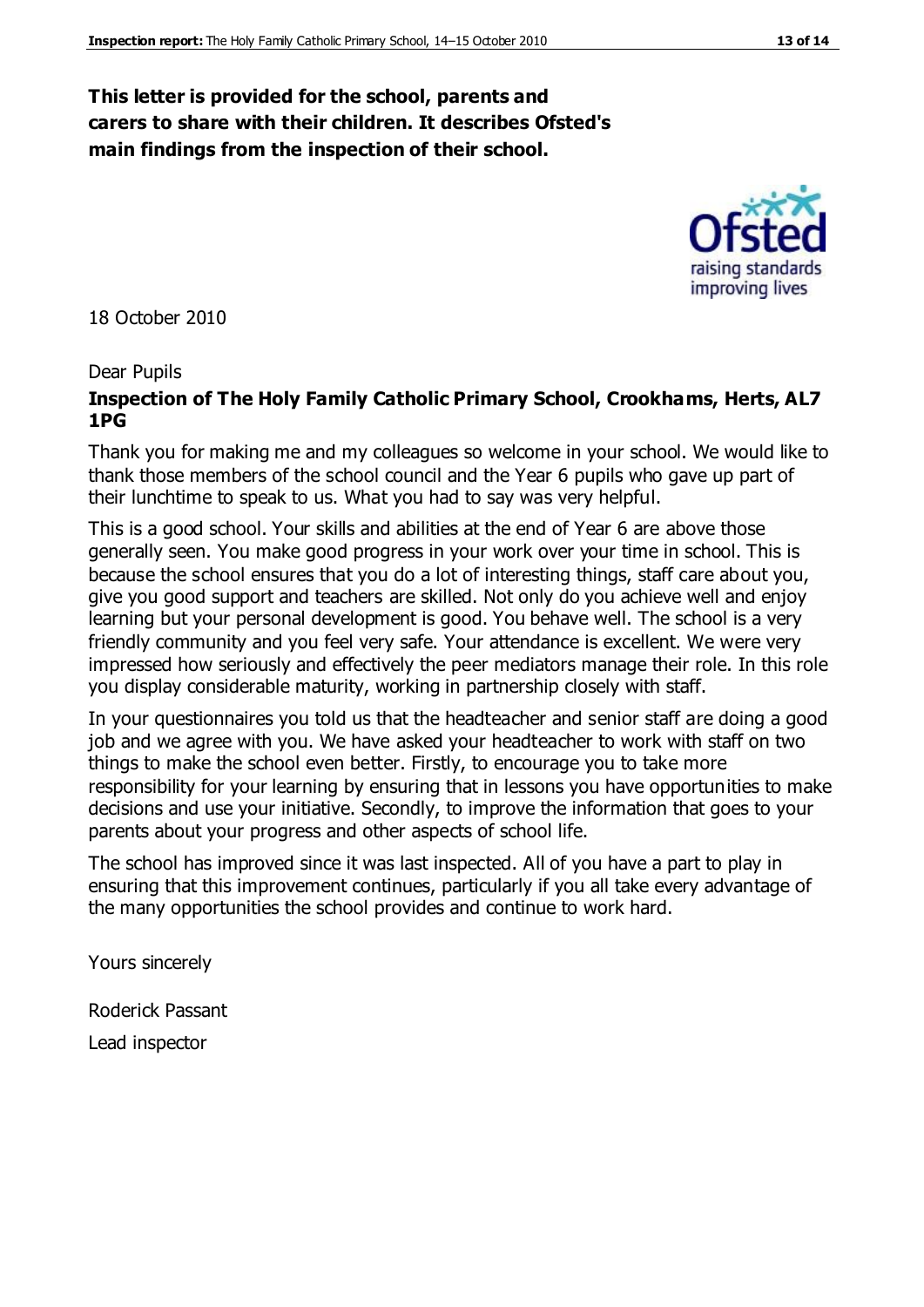**This letter is provided for the school, parents and carers to share with their children. It describes Ofsted's main findings from the inspection of their school.**

18 October 2010

Dear Pupils

**Inspection of The Holy Family Catholic Primary School, Crookhams, Herts, AL7 1PG**

Thank you for making me and my colleagues so welcome in your school. We would like to thank those members of the school council and the Year 6 pupils who gave up part of their lunchtime to speak to us. What you had to say was very helpful.

This is a good school. Your skills and abilities at the end of Year 6 are above those generally seen. You make good progress in your work over your time in school. This is because the school ensures that you do a lot of interesting things, staff care about you, give you good support and teachers are skilled. Not only do you achieve well and enjoy learning but your personal development is good. You behave well. The school is a very friendly community and you feel very safe. Your attendance is excellent. We were very impressed how seriously and effectively the peer mediators manage their role. In this role you display considerable maturity, working in partnership closely with staff.

In your questionnaires you told us that the headteacher and senior staff are doing a good job and we agree with you. We have asked your headteacher to work with staff on two things to make the school even better. Firstly, to encourage you to take more responsibility for your learning by ensuring that in lessons you have opportunities to make decisions and use your initiative. Secondly, to improve the information that goes to your parents about your progress and other aspects of school life.

The school has improved since it was last inspected. All of you have a part to play in ensuring that this improvement continues, particularly if you all take every advantage of the many opportunities the school provides and continue to work hard.

Yours sincerely

Roderick Passant

Lead inspector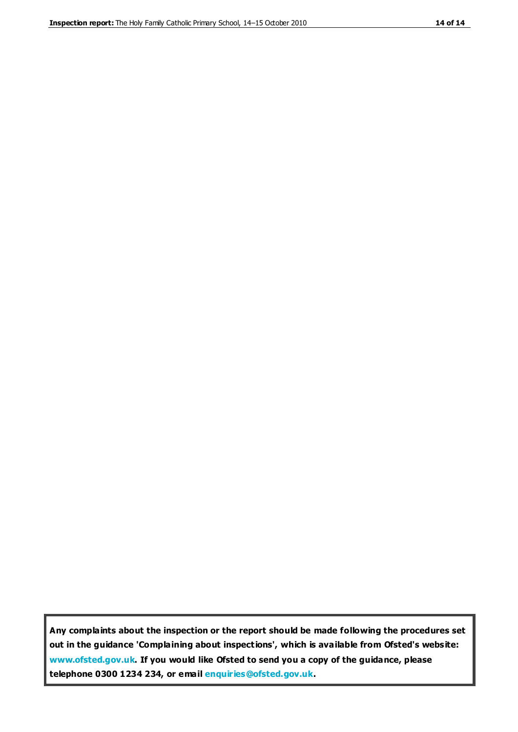**Any complaints about the inspection or the report should be made following the procedures set out in the guidance 'Complaining about inspections', which is available from Ofsted's website: www.ofsted.gov.uk. If you would like Ofsted to send you a copy of the guidance, please telephone 0300 1234 234, or email enquiries@ofsted.gov.uk.**